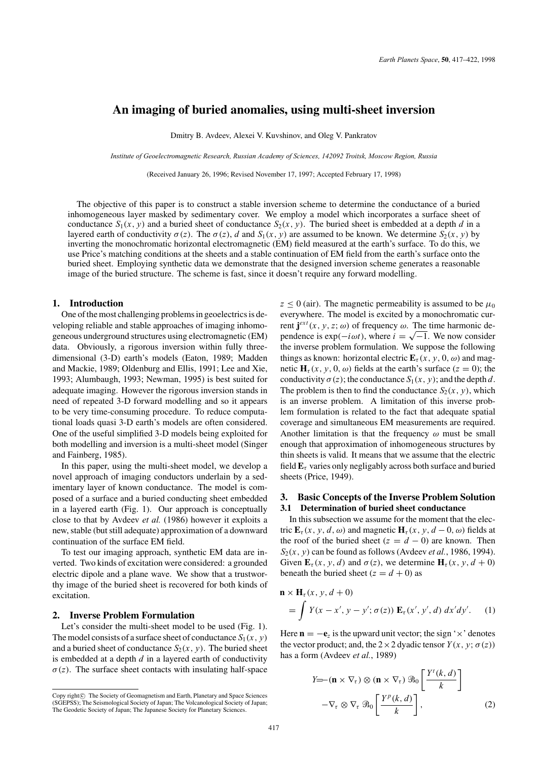# An imaging of buried anomalies, using multi-sheet inversion

Dmitry B. Avdeev, Alexei V. Kuvshinov, and Oleg V. Pankratov

*Institute of Geoelectromagnetic Research, Russian Academy of Sciences, 142092 Troitsk, Moscow Region, Russia*

(Received January 26, 1996; Revised November 17, 1997; Accepted February 17, 1998)

The objective of this paper is to construct a stable inversion scheme to determine the conductance of a buried inhomogeneous layer masked by sedimentary cover. We employ a model which incorporates a surface sheet of conductance $S_1(x, y)$ and a buried sheet of conductance $S_2(x, y)$. The buried sheet is embedded at a depth $d$ in a layered earth of conductivity $\sigma(z)$. The $\sigma(z)$, $d$ and $S_1(x, y)$ are assumed to be known. We determine $S_2(x, y)$ by inverting the monochromatic horizontal electromagnetic (EM) field measured at the earth's surface. To do this, we use Price's matching conditions at the sheets and a stable continuation of EM field from the earth's surface onto the buried sheet. Employing synthetic data we demonstrate that the designed inversion scheme generates a reasonable image of the buried structure. The scheme is fast, since it doesn't require any forward modelling.

## 1. Introduction

One of the most challenging problems in geoelectrics is developing reliable and stable approaches of imaging inhomogeneous underground structures using electromagnetic (EM) data. Obviously, a rigorous inversion within fully three-dimensional (3-D) earth's models (Eaton, 1989; Madden and Mackie, 1989; Oldenburg and Ellis, 1991; Lee and Xie, 1993; Alumbaugh, 1993; Newman, 1995) is best suited for adequate imaging. However the rigorous inversion stands in need of repeated 3-D forward modelling and so it appears to be very time-consuming procedure. To reduce computational loads quasi 3-D earth's models are often considered. One of the useful simplified 3-D models being exploited for both modelling and inversion is a multi-sheet model (Singer and Fainberg, 1985).

In this paper, using the multi-sheet model, we develop a novel approach of imaging conductors underlain by a sedimentary layer of known conductance. The model is composed of a surface and a buried conducting sheet embedded in a layered earth (Fig. 1). Our approach is conceptually close to that by Avdeev *et al.* (1986) however it exploits a new, stable (but still adequate) approximation of a downward continuation of the surface EM field.

To test our imaging approach, synthetic EM data are inverted. Two kinds of excitation were considered: a grounded electric dipole and a plane wave. We show that a trustworthy image of the buried sheet is recovered for both kinds of excitation.

## 2. Inverse Problem Formulation

Let's consider the multi-sheet model to be used (Fig. 1). The model consists of a surface sheet of conductance $S_1(x, y)$ and a buried sheet of conductance $S_2(x, y)$. The buried sheet is embedded at a depth $d$ in a layered earth of conductivity $\sigma(z)$. The surface sheet contacts with insulating half-space $z \leq 0$ (air). The magnetic permeability is assumed to be $\mu_0$ everywhere. The model is excited by a monochromatic current $\mathbf{j}^{ext}(x, y, z; \omega)$ of frequency $\omega$. The time harmonic dependence is $\exp(-i\omega t)$, where $i = \sqrt{-1}$. We now consider the inverse problem formulation. We suppose the following things as known: horizontal electric $\mathbf{E}_\tau(x, y, 0, \omega)$ and magnetic $\mathbf{H}_\tau(x, y, 0, \omega)$ fields at the earth's surface ($z = 0$); the conductivity $\sigma(z)$; the conductance $S_1(x, y)$; and the depth $d$. The problem is then to find the conductance $S_2(x, y)$, which is an inverse problem. A limitation of this inverse problem formulation is related to the fact that adequate spatial coverage and simultaneous EM measurements are required. Another limitation is that the frequency $\omega$ must be small enough that approximation of inhomogeneous structures by thin sheets is valid. It means that we assume that the electric field $\mathbf{E}_\tau$ varies only negligably across both surface and buried sheets (Price, 1949).

## 3. Basic Concepts of the Inverse Problem Solution

### 3.1 Determination of buried sheet conductance

In this subsection we assume for the moment that the electric $\mathbf{E}_\tau(x, y, d, \omega)$ and magnetic $\mathbf{H}_\tau(x, y, d - 0, \omega)$ fields at the roof of the buried sheet ($z = d - 0$) are known. Then $S_2(x, y)$ can be found as follows (Avdeev *et al.*, 1986, 1994). Given $\mathbf{E}_\tau(x, y, d)$ and $\sigma(z)$, we determine $\mathbf{H}_\tau(x, y, d + 0)$ beneath the buried sheet ($z = d + 0$) as

$$
\mathbf{n} \times \mathbf{H}_\tau(x, y, d + 0) = \int Y(x - x', y - y'; \sigma(z))\, \mathbf{E}_\tau(x', y', d)\, dx'dy'. \quad (1)
$$

Here $\mathbf{n} = -\mathbf{e}_z$ is the upward unit vector; the sign '$\times$' denotes the vector product; and, the $2 \times 2$ dyadic tensor $Y(x, y; \sigma(z))$ has a form (Avdeev *et al.*, 1989)

$$
Y = -(\mathbf{n} \times \nabla_\tau) \otimes (\mathbf{n} \times \nabla_\tau)\, \mathcal{B}_0 \left[ \frac{Y^t(k, d)}{k} \right] - \nabla_\tau \otimes \nabla_\tau\, \mathcal{B}_0 \left[ \frac{Y^p(k, d)}{k} \right], \quad (2)
$$

Copy right© The Society of Geomagnetism and Earth, Planetary and Space Sciences (SGEPSS); The Seismological Society of Japan; The Volcanological Society of Japan; The Geodetic Society of Japan; The Japanese Society for Planetary Sciences.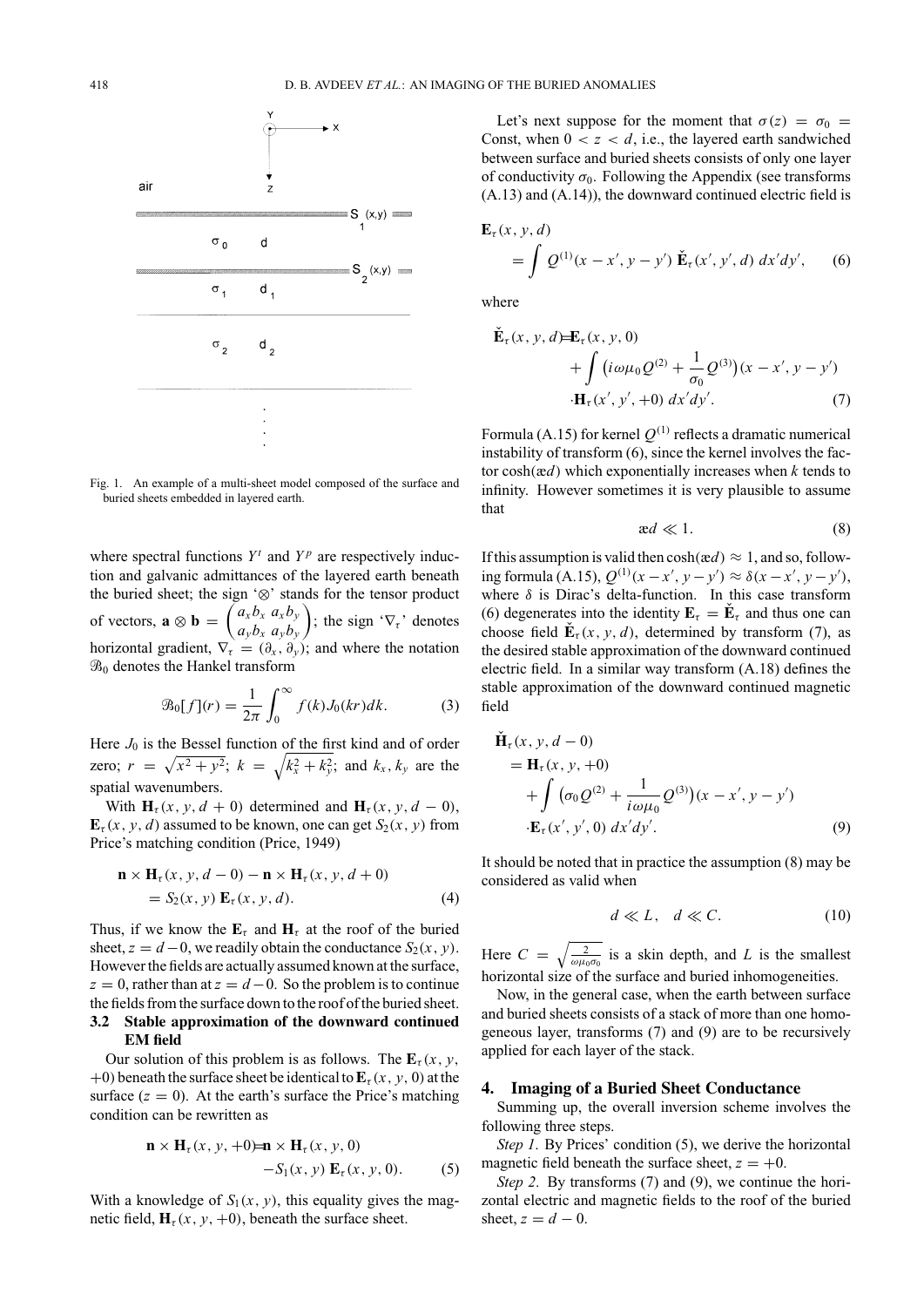Fig. 1. An example of a multi-sheet model composed of the surface and buried sheets embedded in layered earth.

where spectral functions $Y^t$ and $Y^p$ are respectively induction and galvanic admittances of the layered earth beneath the buried sheet; the sign '$\otimes$' stands for the tensor product of vectors, $\mathbf{a} \otimes \mathbf{b} = \begin{pmatrix} a_x b_x & a_x b_y \\ a_y b_x & a_y b_y \end{pmatrix}$; the sign '$\nabla_\tau$' denotes horizontal gradient, $\nabla_\tau = (\partial_x, \partial_y)$; and where the notation $\mathcal{B}_0$ denotes the Hankel transform

$$\mathcal{B}_0[f](r) = \frac{1}{2\pi} \int_0^\infty f(k) J_0(kr) dk. \tag{3}$$

Here $J_0$ is the Bessel function of the first kind and of order zero; $r = \sqrt{x^2 + y^2}$; $k = \sqrt{k_x^2 + k_y^2}$; and $k_x, k_y$ are the spatial wavenumbers.

With $\mathbf{H}_\tau(x, y, d+0)$ determined and $\mathbf{H}_\tau(x, y, d-0)$, $\mathbf{E}_\tau(x, y, d)$ assumed to be known, one can get $S_2(x, y)$ from Price's matching condition (Price, 1949)

$$\mathbf{n} \times \mathbf{H}_\tau(x, y, d-0) - \mathbf{n} \times \mathbf{H}_\tau(x, y, d+0) = S_2(x, y)\, \mathbf{E}_\tau(x, y, d). \tag{4}$$

Thus, if we know the $\mathbf{E}_\tau$ and $\mathbf{H}_\tau$ at the roof of the buried sheet, $z = d - 0$, we readily obtain the conductance $S_2(x, y)$. However the fields are actually assumed known at the surface, $z = 0$, rather than at $z = d - 0$. So the problem is to continue the fields from the surface down to the roof of the buried sheet.

### 3.2 Stable approximation of the downward continued EM field

Our solution of this problem is as follows. The $\mathbf{E}_\tau(x, y, +0)$ beneath the surface sheet be identical to $\mathbf{E}_\tau(x, y, 0)$ at the surface ($z = 0$). At the earth's surface the Price's matching condition can be rewritten as

$$\mathbf{n} \times \mathbf{H}_\tau(x, y, +0) = \mathbf{n} \times \mathbf{H}_\tau(x, y, 0) - S_1(x, y)\, \mathbf{E}_\tau(x, y, 0). \tag{5}$$

With a knowledge of $S_1(x, y)$, this equality gives the magnetic field, $\mathbf{H}_\tau(x, y, +0)$, beneath the surface sheet.

Let's next suppose for the moment that $\sigma(z) = \sigma_0 =$ Const, when $0 < z < d$, i.e., the layered earth sandwiched between surface and buried sheets consists of only one layer of conductivity $\sigma_0$. Following the Appendix (see transforms (A.13) and (A.14)), the downward continued electric field is

$$\mathbf{E}_\tau(x, y, d) = \int Q^{(1)}(x - x', y - y')\, \check{\mathbf{E}}_\tau(x', y', d)\, dx'dy', \tag{6}$$

where

$$\check{\mathbf{E}}_\tau(x, y, d) = \mathbf{E}_\tau(x, y, 0) + \int \left( i\omega\mu_0 Q^{(2)} + \frac{1}{\sigma_0} Q^{(3)} \right)(x - x', y - y') \cdot \mathbf{H}_\tau(x', y', +0)\, dx'dy'. \tag{7}$$

Formula (A.15) for kernel $Q^{(1)}$ reflects a dramatic numerical instability of transform (6), since the kernel involves the factor $\cosh(æd)$ which exponentially increases when $k$ tends to infinity. However sometimes it is very plausible to assume that

$$æd \ll 1. \tag{8}$$

If this assumption is valid then $\cosh(æd) \approx 1$, and so, following formula (A.15), $Q^{(1)}(x - x', y - y') \approx \delta(x - x', y - y')$, where $\delta$ is Dirac's delta-function. In this case transform (6) degenerates into the identity $\mathbf{E}_\tau = \check{\mathbf{E}}_\tau$ and thus one can choose field $\check{\mathbf{E}}_\tau(x, y, d)$, determined by transform (7), as the desired stable approximation of the downward continued electric field. In a similar way transform (A.18) defines the stable approximation of the downward continued magnetic field

$$\check{\mathbf{H}}_\tau(x, y, d-0) = \mathbf{H}_\tau(x, y, +0) + \int \left( \sigma_0 Q^{(2)} + \frac{1}{i\omega\mu_0} Q^{(3)} \right)(x - x', y - y') \cdot \mathbf{E}_\tau(x', y', 0)\, dx'dy'. \tag{9}$$

It should be noted that in practice the assumption (8) may be considered as valid when

$$d \ll L, \quad d \ll C. \tag{10}$$

Here $C = \sqrt{\frac{2}{\omega\mu_0\sigma_0}}$ is a skin depth, and $L$ is the smallest horizontal size of the surface and buried inhomogeneities.

Now, in the general case, when the earth between surface and buried sheets consists of a stack of more than one homogeneous layer, transforms (7) and (9) are to be recursively applied for each layer of the stack.

## 4. Imaging of a Buried Sheet Conductance

Summing up, the overall inversion scheme involves the following three steps.

*Step 1.* By Prices' condition (5), we derive the horizontal magnetic field beneath the surface sheet, $z = +0$.

*Step 2.* By transforms (7) and (9), we continue the horizontal electric and magnetic fields to the roof of the buried sheet, $z = d - 0$.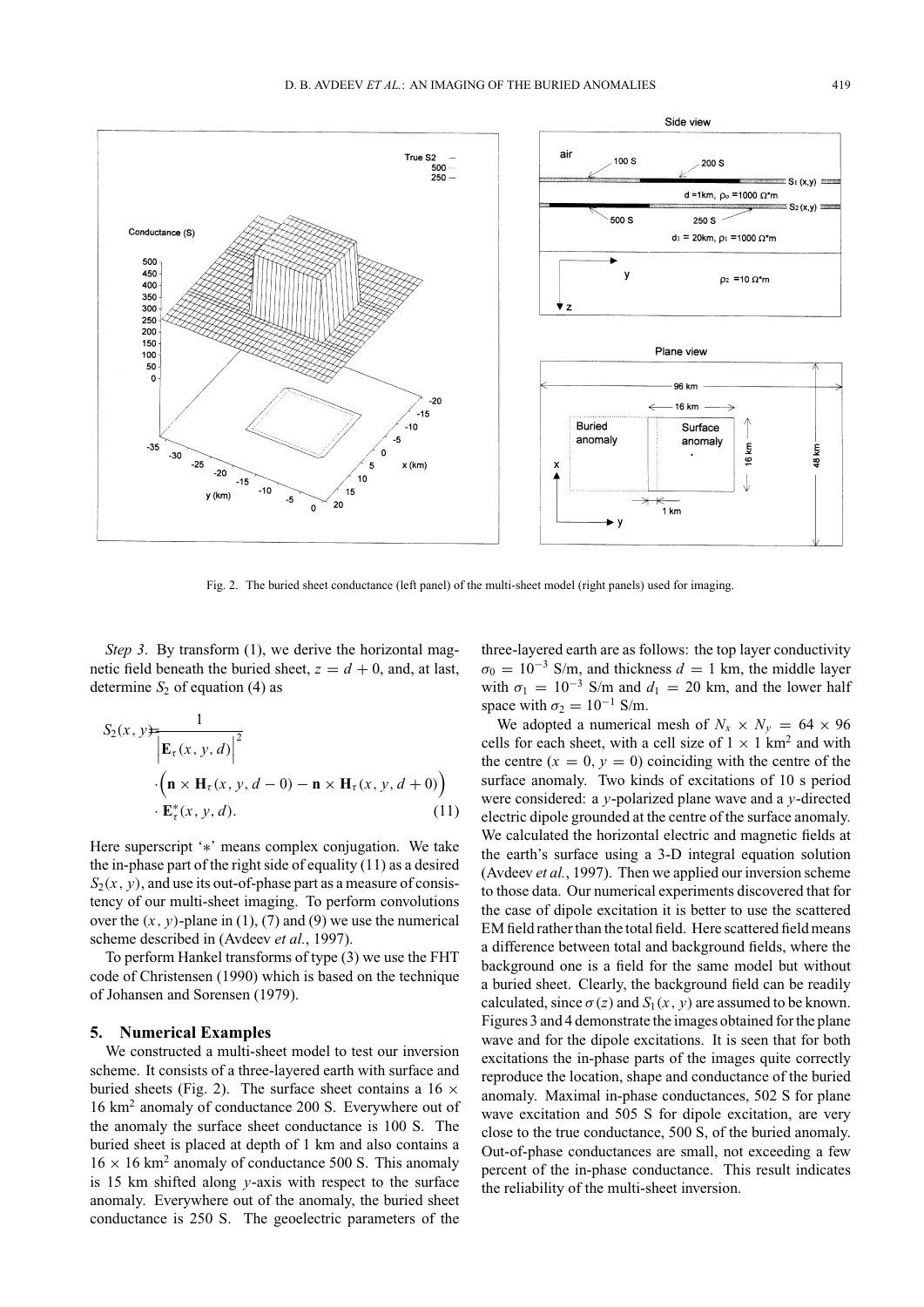Fig. 2. The buried sheet conductance (left panel) of the multi-sheet model (right panels) used for imaging.

*Step 3*. By transform (1), we derive the horizontal magnetic field beneath the buried sheet, $z = d + 0$, and, at last, determine $S_2$ of equation (4) as

$$S_2(x, y) = \frac{1}{\left|\mathbf{E}_\tau(x, y, d)\right|^2} \cdot \left(\mathbf{n} \times \mathbf{H}_\tau(x, y, d-0) - \mathbf{n} \times \mathbf{H}_\tau(x, y, d+0)\right) \cdot \mathbf{E}^*_\tau(x, y, d). \tag{11}$$

Here superscript '$*$' means complex conjugation. We take the in-phase part of the right side of equality (11) as a desired $S_2(x, y)$, and use its out-of-phase part as a measure of consistency of our multi-sheet imaging. To perform convolutions over the $(x, y)$-plane in (1), (7) and (9) we use the numerical scheme described in (Avdeev *et al.*, 1997).

To perform Hankel transforms of type (3) we use the FHT code of Christensen (1990) which is based on the technique of Johansen and Sorensen (1979).

## 5. Numerical Examples

We constructed a multi-sheet model to test our inversion scheme. It consists of a three-layered earth with surface and buried sheets (Fig. 2). The surface sheet contains a $16 \times 16$ km$^2$ anomaly of conductance 200 S. Everywhere out of the anomaly the surface sheet conductance is 100 S. The buried sheet is placed at depth of 1 km and also contains a $16 \times 16$ km$^2$ anomaly of conductance 500 S. This anomaly is 15 km shifted along $y$-axis with respect to the surface anomaly. Everywhere out of the anomaly, the buried sheet conductance is 250 S. The geoelectric parameters of the three-layered earth are as follows: the top layer conductivity $\sigma_0 = 10^{-3}$ S/m, and thickness $d = 1$ km, the middle layer with $\sigma_1 = 10^{-3}$ S/m and $d_1 = 20$ km, and the lower half space with $\sigma_2 = 10^{-1}$ S/m.

We adopted a numerical mesh of $N_x \times N_y = 64 \times 96$ cells for each sheet, with a cell size of $1 \times 1$ km$^2$ and with the centre ($x = 0$, $y = 0$) coinciding with the centre of the surface anomaly. Two kinds of excitations of 10 s period were considered: a $y$-polarized plane wave and a $y$-directed electric dipole grounded at the centre of the surface anomaly. We calculated the horizontal electric and magnetic fields at the earth's surface using a 3-D integral equation solution (Avdeev *et al.*, 1997). Then we applied our inversion scheme to those data. Our numerical experiments discovered that for the case of dipole excitation it is better to use the scattered EM field rather than the total field. Here scattered field means a difference between total and background fields, where the background one is a field for the same model but without a buried sheet. Clearly, the background field can be readily calculated, since $\sigma(z)$ and $S_1(x, y)$ are assumed to be known. Figures 3 and 4 demonstrate the images obtained for the plane wave and for the dipole excitations. It is seen that for both excitations the in-phase parts of the images quite correctly reproduce the location, shape and conductance of the buried anomaly. Maximal in-phase conductances, 502 S for plane wave excitation and 505 S for dipole excitation, are very close to the true conductance, 500 S, of the buried anomaly. Out-of-phase conductances are small, not exceeding a few percent of the in-phase conductance. This result indicates the reliability of the multi-sheet inversion.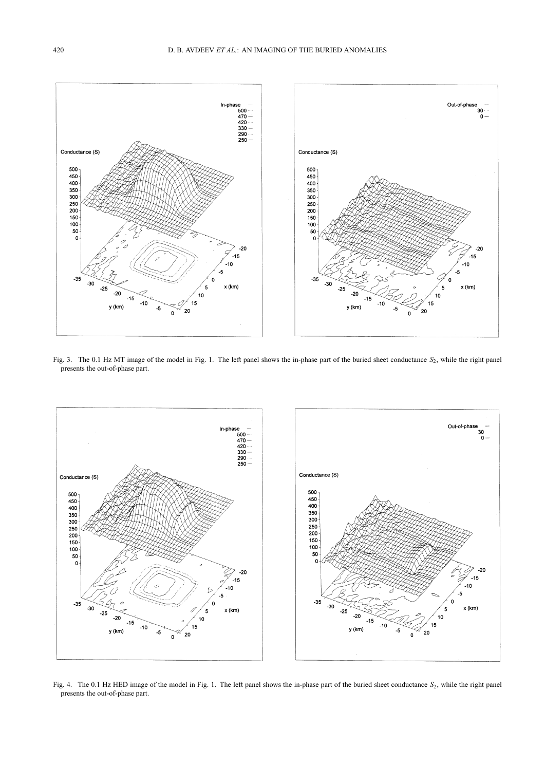Fig. 3. The 0.1 Hz MT image of the model in Fig. 1. The left panel shows the in-phase part of the buried sheet conductance $S_2$, while the right panel presents the out-of-phase part.

Fig. 4. The 0.1 Hz HED image of the model in Fig. 1. The left panel shows the in-phase part of the buried sheet conductance $S_2$, while the right panel presents the out-of-phase part.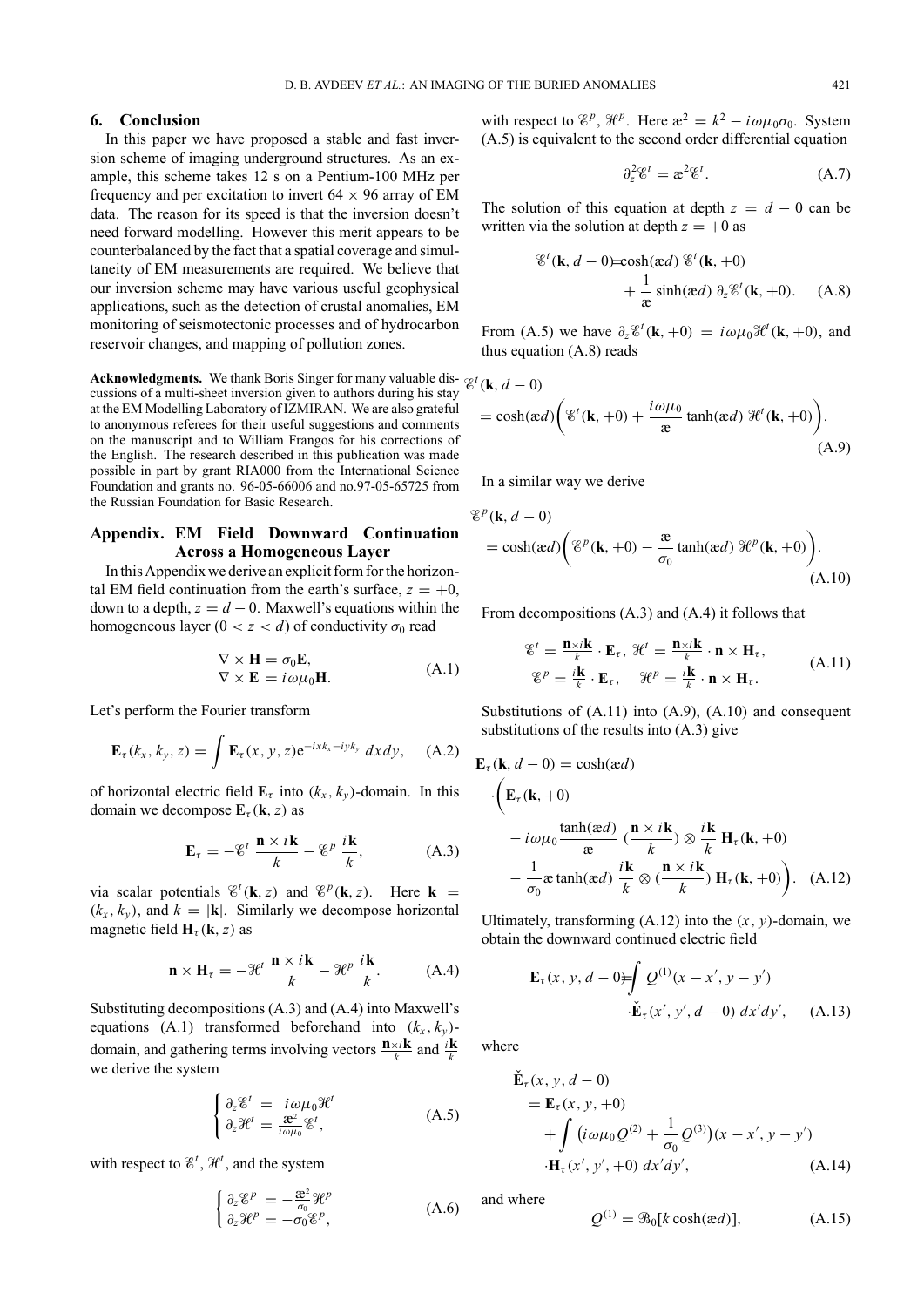## 6. Conclusion

In this paper we have proposed a stable and fast inversion scheme of imaging underground structures. As an example, this scheme takes 12 s on a Pentium-100 MHz per frequency and per excitation to invert $64 \times 96$ array of EM data. The reason for its speed is that the inversion doesn't need forward modelling. However this merit appears to be counterbalanced by the fact that a spatial coverage and simultaneity of EM measurements are required. We believe that our inversion scheme may have various useful geophysical applications, such as the detection of crustal anomalies, EM monitoring of seismotectonic processes and of hydrocarbon reservoir changes, and mapping of pollution zones.

**Acknowledgments.** We thank Boris Singer for many valuable discussions of a multi-sheet inversion given to authors during his stay at the EM Modelling Laboratory of IZMIRAN. We are also grateful to anonymous referees for their useful suggestions and comments on the manuscript and to William Frangos for his corrections of the English. The research described in this publication was made possible in part by grant RIA000 from the International Science Foundation and grants no. 96-05-66006 and no.97-05-65725 from the Russian Foundation for Basic Research.

## Appendix. EM Field Downward Continuation Across a Homogeneous Layer

In this Appendix we derive an explicit form for the horizontal EM field continuation from the earth's surface, $z = +0$, down to a depth, $z = d - 0$. Maxwell's equations within the homogeneous layer ($0 < z < d$) of conductivity $\sigma_0$ read

$$
\begin{aligned}
\nabla \times \mathbf{H} &= \sigma_0 \mathbf{E}, \\
\nabla \times \mathbf{E} &= i\omega\mu_0 \mathbf{H}.
\end{aligned}
\tag{A.1}
$$

Let's perform the Fourier transform

$$
\mathbf{E}_\tau(k_x, k_y, z) = \int \mathbf{E}_\tau(x, y, z) e^{-ixk_x - iyk_y}\, dxdy, \tag{A.2}
$$

of horizontal electric field $\mathbf{E}_\tau$ into $(k_x, k_y)$-domain. In this domain we decompose $\mathbf{E}_\tau(\mathbf{k}, z)$ as

$$
\mathbf{E}_\tau = -\mathscr{E}^t \, \frac{\mathbf{n} \times i\mathbf{k}}{k} - \mathscr{E}^p \, \frac{i\mathbf{k}}{k}, \tag{A.3}
$$

via scalar potentials $\mathscr{E}^t(\mathbf{k}, z)$ and $\mathscr{E}^p(\mathbf{k}, z)$. Here $\mathbf{k} = (k_x, k_y)$, and $k = |\mathbf{k}|$. Similarly we decompose horizontal magnetic field $\mathbf{H}_\tau(\mathbf{k}, z)$ as

$$
\mathbf{n} \times \mathbf{H}_\tau = -\mathscr{H}^t \, \frac{\mathbf{n} \times i\mathbf{k}}{k} - \mathscr{H}^p \, \frac{i\mathbf{k}}{k}. \tag{A.4}
$$

Substituting decompositions (A.3) and (A.4) into Maxwell's equations (A.1) transformed beforehand into $(k_x, k_y)$-domain, and gathering terms involving vectors $\frac{\mathbf{n} \times i\mathbf{k}}{k}$ and $\frac{i\mathbf{k}}{k}$ we derive the system

$$
\begin{cases}
\partial_z \mathscr{E}^t = i\omega\mu_0 \mathscr{H}^t \\
\partial_z \mathscr{H}^t = \frac{æ^2}{i\omega\mu_0} \mathscr{E}^t,
\end{cases}
\tag{A.5}
$$

with respect to $\mathscr{E}^t$, $\mathscr{H}^t$, and the system

$$
\begin{cases}
\partial_z \mathscr{E}^p = -\frac{æ^2}{\sigma_0} \mathscr{H}^p \\
\partial_z \mathscr{H}^p = -\sigma_0 \mathscr{E}^p,
\end{cases}
\tag{A.6}
$$

with respect to $\mathscr{E}^p$, $\mathscr{H}^p$. Here $æ^2 = k^2 - i\omega\mu_0\sigma_0$. System (A.5) is equivalent to the second order differential equation

$$
\partial_z^2 \mathscr{E}^t = æ^2 \mathscr{E}^t. \tag{A.7}
$$

The solution of this equation at depth $z = d - 0$ can be written via the solution at depth $z = +0$ as

$$
\mathscr{E}^t(\mathbf{k}, d - 0) = \cosh(æd)\, \mathscr{E}^t(\mathbf{k}, +0) + \frac{1}{æ} \sinh(æd)\, \partial_z \mathscr{E}^t(\mathbf{k}, +0). \tag{A.8}
$$

From (A.5) we have $\partial_z \mathscr{E}^t(\mathbf{k}, +0) = i\omega\mu_0 \mathscr{H}^t(\mathbf{k}, +0)$, and thus equation (A.8) reads

$$
\mathscr{E}^t(\mathbf{k}, d - 0) = \cosh(æd) \left( \mathscr{E}^t(\mathbf{k}, +0) + \frac{i\omega\mu_0}{æ} \tanh(æd)\, \mathscr{H}^t(\mathbf{k}, +0) \right). \tag{A.9}
$$

In a similar way we derive

$$
\mathscr{E}^p(\mathbf{k}, d - 0) = \cosh(æd) \left( \mathscr{E}^p(\mathbf{k}, +0) - \frac{æ}{\sigma_0} \tanh(æd)\, \mathscr{H}^p(\mathbf{k}, +0) \right). \tag{A.10}
$$

From decompositions (A.3) and (A.4) it follows that

$$
\begin{aligned}
\mathscr{E}^t &= \tfrac{\mathbf{n} \times i\mathbf{k}}{k} \cdot \mathbf{E}_\tau, \quad \mathscr{H}^t = \tfrac{\mathbf{n} \times i\mathbf{k}}{k} \cdot \mathbf{n} \times \mathbf{H}_\tau, \\
\mathscr{E}^p &= \tfrac{i\mathbf{k}}{k} \cdot \mathbf{E}_\tau, \quad \mathscr{H}^p = \tfrac{i\mathbf{k}}{k} \cdot \mathbf{n} \times \mathbf{H}_\tau.
\end{aligned}
\tag{A.11}
$$

Substitutions of (A.11) into (A.9), (A.10) and consequent substitutions of the results into (A.3) give

$$
\begin{aligned}
\mathbf{E}_\tau(\mathbf{k}, d - 0) &= \cosh(æd) \\
&\cdot \Bigg( \mathbf{E}_\tau(\mathbf{k}, +0) \\
&- i\omega\mu_0 \frac{\tanh(æd)}{æ} \left(\frac{\mathbf{n} \times i\mathbf{k}}{k}\right) \otimes \frac{i\mathbf{k}}{k}\, \mathbf{H}_\tau(\mathbf{k}, +0) \\
&- \frac{1}{\sigma_0} æ \tanh(æd)\, \frac{i\mathbf{k}}{k} \otimes \left(\frac{\mathbf{n} \times i\mathbf{k}}{k}\right) \mathbf{H}_\tau(\mathbf{k}, +0) \Bigg).
\end{aligned}
\tag{A.12}
$$

Ultimately, transforming (A.12) into the $(x, y)$-domain, we obtain the downward continued electric field

$$
\mathbf{E}_\tau(x, y, d - 0) = \int Q^{(1)}(x - x', y - y') \cdot \check{\mathbf{E}}_\tau(x', y', d - 0)\, dx'dy', \tag{A.13}
$$

where

$$
\begin{aligned}
\check{\mathbf{E}}_\tau(x, y, d - 0) &= \mathbf{E}_\tau(x, y, +0) \\
&+ \int \left( i\omega\mu_0 Q^{(2)} + \frac{1}{\sigma_0} Q^{(3)} \right)(x - x', y - y') \\
&\cdot \mathbf{H}_\tau(x', y', +0)\, dx'dy',
\end{aligned}
\tag{A.14}
$$

and where

$$
Q^{(1)} = \mathscr{B}_0[k \cosh(æd)], \tag{A.15}
$$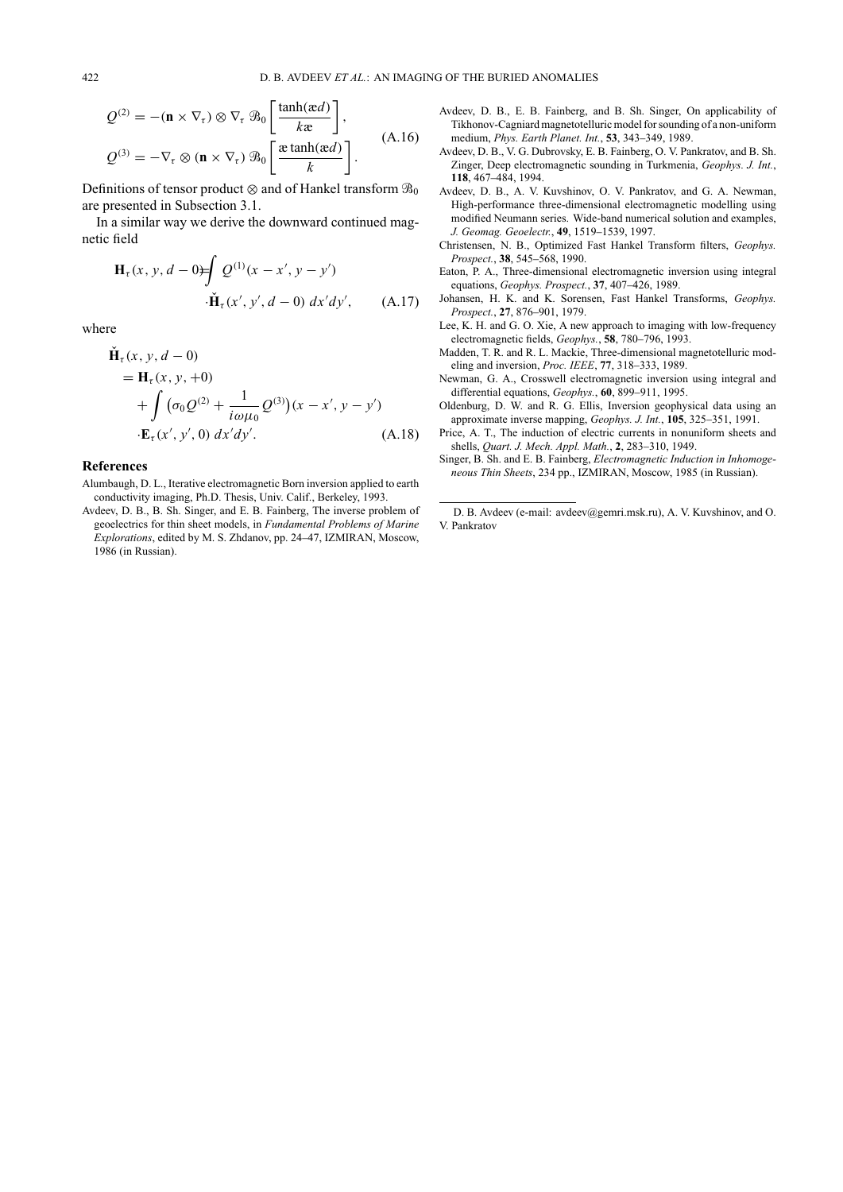$$
Q^{(2)} = -(\mathbf{n} \times \nabla_\tau) \otimes \nabla_\tau \, \mathcal{B}_0 \left[ \frac{\tanh(æd)}{kæ} \right],
$$

$$
Q^{(3)} = -\nabla_\tau \otimes (\mathbf{n} \times \nabla_\tau) \, \mathcal{B}_0 \left[ \frac{æ \tanh(æd)}{k} \right]. \tag{A.16}
$$

Definitions of tensor product $\otimes$ and of Hankel transform $\mathcal{B}_0$ are presented in Subsection 3.1.

In a similar way we derive the downward continued magnetic field

$$
\mathbf{H}_\tau(x, y, d-0) = \int Q^{(1)}(x - x', y - y') \cdot \check{\mathbf{H}}_\tau(x', y', d-0) \, dx'dy', \tag{A.17}
$$

where

$$
\begin{aligned}
\check{\mathbf{H}}_\tau(x, y, d-0) &= \mathbf{H}_\tau(x, y, +0) \\
&\quad + \int \left( \sigma_0 Q^{(2)} + \frac{1}{i\omega\mu_0} Q^{(3)} \right)(x - x', y - y') \\
&\quad \cdot \mathbf{E}_\tau(x', y', 0) \, dx'dy'.
\end{aligned} \tag{A.18}
$$

## References

Alumbaugh, D. L., Iterative electromagnetic Born inversion applied to earth conductivity imaging, Ph.D. Thesis, Univ. Calif., Berkeley, 1993.

Avdeev, D. B., B. Sh. Singer, and E. B. Fainberg, The inverse problem of geoelectrics for thin sheet models, in *Fundamental Problems of Marine Explorations*, edited by M. S. Zhdanov, pp. 24–47, IZMIRAN, Moscow, 1986 (in Russian).

Avdeev, D. B., E. B. Fainberg, and B. Sh. Singer, On applicability of Tikhonov-Cagniard magnetotelluric model for sounding of a non-uniform medium, *Phys. Earth Planet. Int.*, **53**, 343–349, 1989.

Avdeev, D. B., V. G. Dubrovsky, E. B. Fainberg, O. V. Pankratov, and B. Sh. Zinger, Deep electromagnetic sounding in Turkmenia, *Geophys. J. Int.*, **118**, 467–484, 1994.

Avdeev, D. B., A. V. Kuvshinov, O. V. Pankratov, and G. A. Newman, High-performance three-dimensional electromagnetic modelling using modified Neumann series. Wide-band numerical solution and examples, *J. Geomag. Geoelectr.*, **49**, 1519–1539, 1997.

Christensen, N. B., Optimized Fast Hankel Transform filters, *Geophys. Prospect.*, **38**, 545–568, 1990.

Eaton, P. A., Three-dimensional electromagnetic inversion using integral equations, *Geophys. Prospect.*, **37**, 407–426, 1989.

Johansen, H. K. and K. Sorensen, Fast Hankel Transforms, *Geophys. Prospect.*, **27**, 876–901, 1979.

Lee, K. H. and G. O. Xie, A new approach to imaging with low-frequency electromagnetic fields, *Geophys.*, **58**, 780–796, 1993.

Madden, T. R. and R. L. Mackie, Three-dimensional magnetotelluric modeling and inversion, *Proc. IEEE*, **77**, 318–333, 1989.

Newman, G. A., Crosswell electromagnetic inversion using integral and differential equations, *Geophys.*, **60**, 899–911, 1995.

Oldenburg, D. W. and R. G. Ellis, Inversion geophysical data using an approximate inverse mapping, *Geophys. J. Int.*, **105**, 325–351, 1991.

Price, A. T., The induction of electric currents in nonuniform sheets and shells, *Quart. J. Mech. Appl. Math.*, **2**, 283–310, 1949.

Singer, B. Sh. and E. B. Fainberg, *Electromagnetic Induction in Inhomogeneous Thin Sheets*, 234 pp., IZMIRAN, Moscow, 1985 (in Russian).

---

D. B. Avdeev (e-mail: avdeev@gemri.msk.ru), A. V. Kuvshinov, and O. V. Pankratov